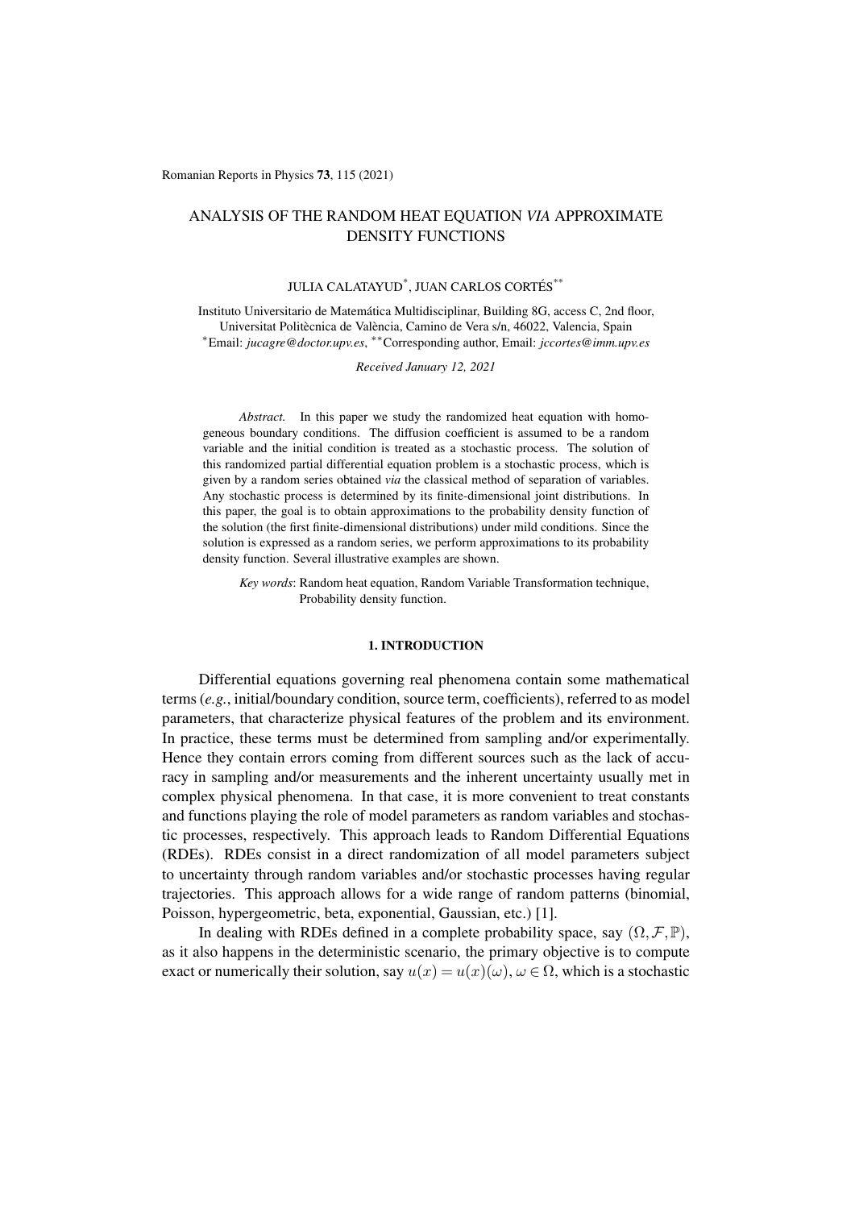# ANALYSIS OF THE RANDOM HEAT EQUATION *VIA* APPROXIMATE DENSITY FUNCTIONS

JULIA CALATAYUD[*], JUAN CARLOS CORTÉS[**]

Instituto Universitario de Matemática Multidisciplinar, Building 8G, access C, 2nd floor, Universitat Politècnica de València, Camino de Vera s/n, 46022, Valencia, Spain
[*]Email: *jucagre@doctor.upv.es*, [**]Corresponding author, Email: *jccortes@imm.upv.es*

*Received January 12, 2021*

*Abstract.* In this paper we study the randomized heat equation with homogeneous boundary conditions. The diffusion coefficient is assumed to be a random variable and the initial condition is treated as a stochastic process. The solution of this randomized partial differential equation problem is a stochastic process, which is given by a random series obtained *via* the classical method of separation of variables. Any stochastic process is determined by its finite-dimensional joint distributions. In this paper, the goal is to obtain approximations to the probability density function of the solution (the first finite-dimensional distributions) under mild conditions. Since the solution is expressed as a random series, we perform approximations to its probability density function. Several illustrative examples are shown.

*Key words*: Random heat equation, Random Variable Transformation technique, Probability density function.

## 1. INTRODUCTION

Differential equations governing real phenomena contain some mathematical terms (*e.g.*, initial/boundary condition, source term, coefficients), referred to as model parameters, that characterize physical features of the problem and its environment. In practice, these terms must be determined from sampling and/or experimentally. Hence they contain errors coming from different sources such as the lack of accuracy in sampling and/or measurements and the inherent uncertainty usually met in complex physical phenomena. In that case, it is more convenient to treat constants and functions playing the role of model parameters as random variables and stochastic processes, respectively. This approach leads to Random Differential Equations (RDEs). RDEs consist in a direct randomization of all model parameters subject to uncertainty through random variables and/or stochastic processes having regular trajectories. This approach allows for a wide range of random patterns (binomial, Poisson, hypergeometric, beta, exponential, Gaussian, etc.) [1].

In dealing with RDEs defined in a complete probability space, say $(\Omega, \mathcal{F}, \mathbb{P})$, as it also happens in the deterministic scenario, the primary objective is to compute exact or numerically their solution, say $u(x) = u(x)(\omega)$, $\omega \in \Omega$, which is a stochastic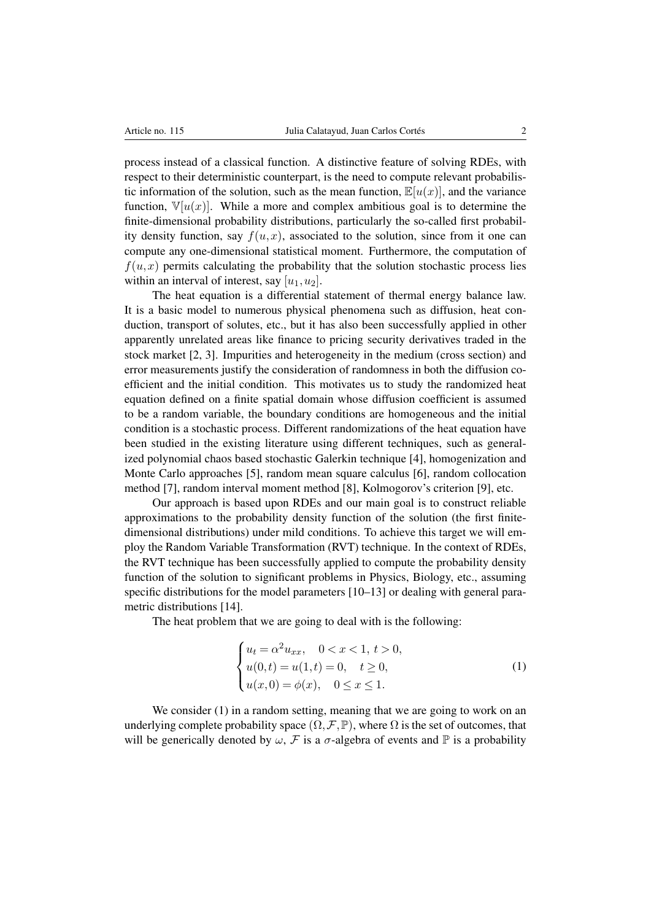process instead of a classical function. A distinctive feature of solving RDEs, with respect to their deterministic counterpart, is the need to compute relevant probabilistic information of the solution, such as the mean function, $\mathbb{E}[u(x)]$, and the variance function, $\mathbb{V}[u(x)]$. While a more and complex ambitious goal is to determine the finite-dimensional probability distributions, particularly the so-called first probability density function, say $f(u,x)$, associated to the solution, since from it one can compute any one-dimensional statistical moment. Furthermore, the computation of $f(u,x)$ permits calculating the probability that the solution stochastic process lies within an interval of interest, say $[u_1, u_2]$.

The heat equation is a differential statement of thermal energy balance law. It is a basic model to numerous physical phenomena such as diffusion, heat conduction, transport of solutes, etc., but it has also been successfully applied in other apparently unrelated areas like finance to pricing security derivatives traded in the stock market [2, 3]. Impurities and heterogeneity in the medium (cross section) and error measurements justify the consideration of randomness in both the diffusion coefficient and the initial condition. This motivates us to study the randomized heat equation defined on a finite spatial domain whose diffusion coefficient is assumed to be a random variable, the boundary conditions are homogeneous and the initial condition is a stochastic process. Different randomizations of the heat equation have been studied in the existing literature using different techniques, such as generalized polynomial chaos based stochastic Galerkin technique [4], homogenization and Monte Carlo approaches [5], random mean square calculus [6], random collocation method [7], random interval moment method [8], Kolmogorov's criterion [9], etc.

Our approach is based upon RDEs and our main goal is to construct reliable approximations to the probability density function of the solution (the first finite-dimensional distributions) under mild conditions. To achieve this target we will employ the Random Variable Transformation (RVT) technique. In the context of RDEs, the RVT technique has been successfully applied to compute the probability density function of the solution to significant problems in Physics, Biology, etc., assuming specific distributions for the model parameters [10–13] or dealing with general parametric distributions [14].

The heat problem that we are going to deal with is the following:

$$
\begin{cases}
u_t = \alpha^2 u_{xx}, \quad 0 < x < 1, \, t > 0, \\
u(0,t) = u(1,t) = 0, \quad t \geq 0, \\
u(x,0) = \phi(x), \quad 0 \leq x \leq 1.
\end{cases}
\tag{1}
$$

We consider (1) in a random setting, meaning that we are going to work on an underlying complete probability space $(\Omega, \mathcal{F}, \mathbb{P})$, where $\Omega$ is the set of outcomes, that will be generically denoted by $\omega$, $\mathcal{F}$ is a $\sigma$-algebra of events and $\mathbb{P}$ is a probability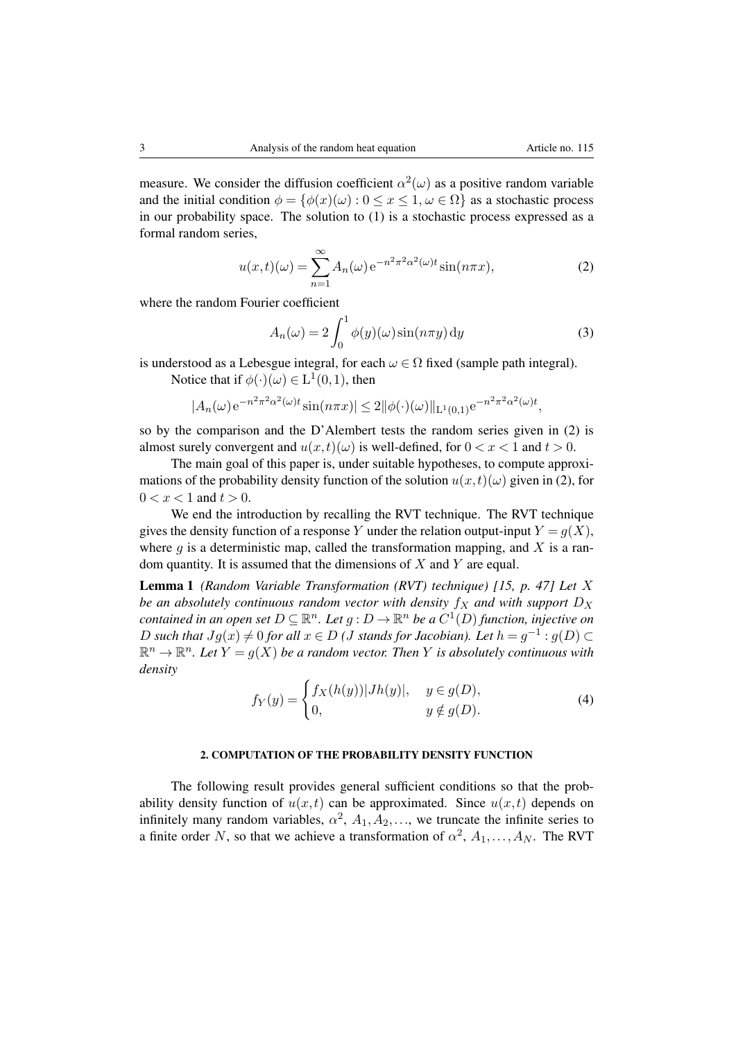measure. We consider the diffusion coefficient $\alpha^2(\omega)$ as a positive random variable and the initial condition $\phi = \{\phi(x)(\omega) : 0 \leq x \leq 1, \omega \in \Omega\}$ as a stochastic process in our probability space. The solution to (1) is a stochastic process expressed as a formal random series,

$$u(x,t)(\omega) = \sum_{n=1}^{\infty} A_n(\omega)\, \mathrm{e}^{-n^2\pi^2\alpha^2(\omega)t} \sin(n\pi x), \tag{2}$$

where the random Fourier coefficient

$$A_n(\omega) = 2\int_0^1 \phi(y)(\omega)\sin(n\pi y)\,\mathrm{d}y \tag{3}$$

is understood as a Lebesgue integral, for each $\omega \in \Omega$ fixed (sample path integral).

Notice that if $\phi(\cdot)(\omega) \in \mathrm{L}^1(0,1)$, then

$$|A_n(\omega)\,\mathrm{e}^{-n^2\pi^2\alpha^2(\omega)t}\sin(n\pi x)| \leq 2\|\phi(\cdot)(\omega)\|_{\mathrm{L}^1(0,1)}\mathrm{e}^{-n^2\pi^2\alpha^2(\omega)t},$$

so by the comparison and the D'Alembert tests the random series given in (2) is almost surely convergent and $u(x,t)(\omega)$ is well-defined, for $0 < x < 1$ and $t > 0$.

The main goal of this paper is, under suitable hypotheses, to compute approximations of the probability density function of the solution $u(x,t)(\omega)$ given in (2), for $0 < x < 1$ and $t > 0$.

We end the introduction by recalling the RVT technique. The RVT technique gives the density function of a response $Y$ under the relation output-input $Y = g(X)$, where $g$ is a deterministic map, called the transformation mapping, and $X$ is a random quantity. It is assumed that the dimensions of $X$ and $Y$ are equal.

**Lemma 1** *(Random Variable Transformation (RVT) technique) [15, p. 47] Let $X$ be an absolutely continuous random vector with density $f_X$ and with support $D_X$ contained in an open set $D \subseteq \mathbb{R}^n$. Let $g : D \to \mathbb{R}^n$ be a $C^1(D)$ function, injective on $D$ such that $Jg(x) \neq 0$ for all $x \in D$ ($J$ stands for Jacobian). Let $h = g^{-1} : g(D) \subset \mathbb{R}^n \to \mathbb{R}^n$. Let $Y = g(X)$ be a random vector. Then $Y$ is absolutely continuous with density*

$$f_Y(y) = \begin{cases} f_X(h(y))|Jh(y)|, & y \in g(D), \\ 0, & y \notin g(D). \end{cases} \tag{4}$$

## 2. COMPUTATION OF THE PROBABILITY DENSITY FUNCTION

The following result provides general sufficient conditions so that the probability density function of $u(x,t)$ can be approximated. Since $u(x,t)$ depends on infinitely many random variables, $\alpha^2$, $A_1, A_2, \ldots$, we truncate the infinite series to a finite order $N$, so that we achieve a transformation of $\alpha^2$, $A_1, \ldots, A_N$. The RVT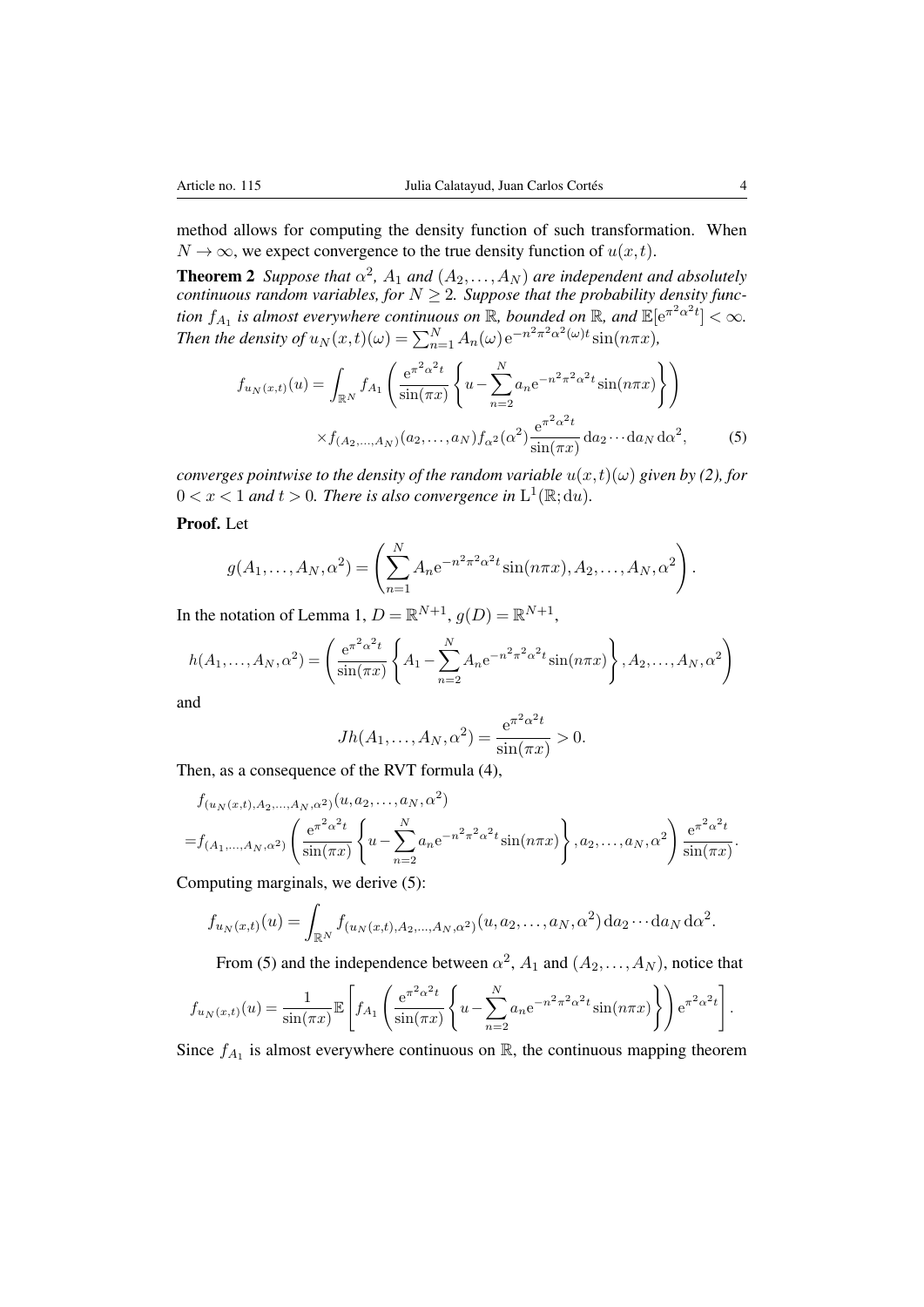method allows for computing the density function of such transformation. When $N \to \infty$, we expect convergence to the true density function of $u(x,t)$.

**Theorem 2** *Suppose that $\alpha^2$, $A_1$ and $(A_2,\ldots,A_N)$ are independent and absolutely continuous random variables, for $N \geq 2$. Suppose that the probability density function $f_{A_1}$ is almost everywhere continuous on $\mathbb{R}$, bounded on $\mathbb{R}$, and $\mathbb{E}[\mathrm{e}^{\pi^2\alpha^2 t}] < \infty$. Then the density of $u_N(x,t)(\omega) = \sum_{n=1}^N A_n(\omega)\,\mathrm{e}^{-n^2\pi^2\alpha^2(\omega)t}\sin(n\pi x)$,*

$$f_{u_N(x,t)}(u) = \int_{\mathbb{R}^N} f_{A_1}\left(\frac{\mathrm{e}^{\pi^2\alpha^2 t}}{\sin(\pi x)}\left\{u - \sum_{n=2}^N a_n \mathrm{e}^{-n^2\pi^2\alpha^2 t}\sin(n\pi x)\right\}\right)$$
$$\times f_{(A_2,\ldots,A_N)}(a_2,\ldots,a_N) f_{\alpha^2}(\alpha^2)\frac{\mathrm{e}^{\pi^2\alpha^2 t}}{\sin(\pi x)}\,\mathrm{d}a_2\cdots\mathrm{d}a_N\,\mathrm{d}\alpha^2, \tag{5}$$

*converges pointwise to the density of the random variable $u(x,t)(\omega)$ given by (2), for $0 < x < 1$ and $t > 0$. There is also convergence in $\mathrm{L}^1(\mathbb{R};\mathrm{d}u)$.*

**Proof.** Let

$$g(A_1,\ldots,A_N,\alpha^2) = \left(\sum_{n=1}^N A_n \mathrm{e}^{-n^2\pi^2\alpha^2 t}\sin(n\pi x), A_2,\ldots,A_N,\alpha^2\right).$$

In the notation of Lemma 1, $D = \mathbb{R}^{N+1}$, $g(D) = \mathbb{R}^{N+1}$,

$$h(A_1,\ldots,A_N,\alpha^2) = \left(\frac{\mathrm{e}^{\pi^2\alpha^2 t}}{\sin(\pi x)}\left\{A_1 - \sum_{n=2}^N A_n \mathrm{e}^{-n^2\pi^2\alpha^2 t}\sin(n\pi x)\right\}, A_2,\ldots,A_N,\alpha^2\right)$$

and

$$Jh(A_1,\ldots,A_N,\alpha^2) = \frac{\mathrm{e}^{\pi^2\alpha^2 t}}{\sin(\pi x)} > 0.$$

Then, as a consequence of the RVT formula (4),

$$\begin{aligned} &f_{(u_N(x,t),A_2,\ldots,A_N,\alpha^2)}(u,a_2,\ldots,a_N,\alpha^2) \\ =&f_{(A_1,\ldots,A_N,\alpha^2)}\left(\frac{\mathrm{e}^{\pi^2\alpha^2 t}}{\sin(\pi x)}\left\{u - \sum_{n=2}^N a_n \mathrm{e}^{-n^2\pi^2\alpha^2 t}\sin(n\pi x)\right\}, a_2,\ldots,a_N,\alpha^2\right)\frac{\mathrm{e}^{\pi^2\alpha^2 t}}{\sin(\pi x)}. \end{aligned}$$

Computing marginals, we derive (5):

$$f_{u_N(x,t)}(u) = \int_{\mathbb{R}^N} f_{(u_N(x,t),A_2,\ldots,A_N,\alpha^2)}(u,a_2,\ldots,a_N,\alpha^2)\,\mathrm{d}a_2\cdots\mathrm{d}a_N\,\mathrm{d}\alpha^2.$$

From (5) and the independence between $\alpha^2$, $A_1$ and $(A_2,\ldots,A_N)$, notice that

$$f_{u_N(x,t)}(u) = \frac{1}{\sin(\pi x)}\mathbb{E}\left[f_{A_1}\left(\frac{\mathrm{e}^{\pi^2\alpha^2 t}}{\sin(\pi x)}\left\{u - \sum_{n=2}^N a_n \mathrm{e}^{-n^2\pi^2\alpha^2 t}\sin(n\pi x)\right\}\right)\mathrm{e}^{\pi^2\alpha^2 t}\right].$$

Since $f_{A_1}$ is almost everywhere continuous on $\mathbb{R}$, the continuous mapping theorem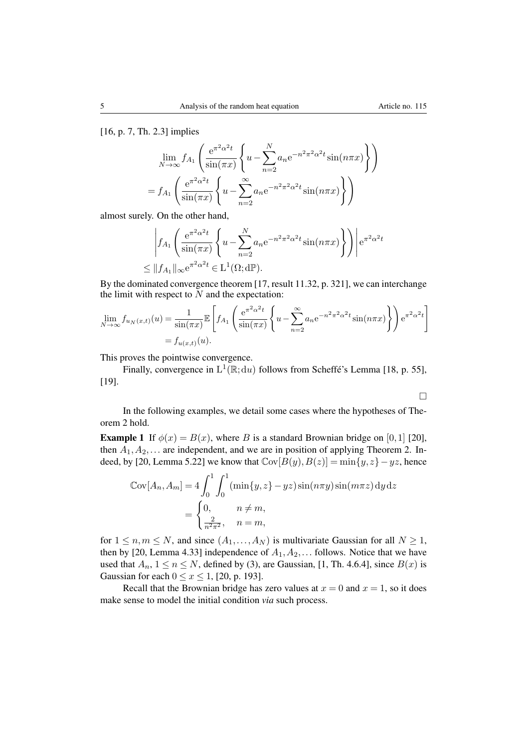[16, p. 7, Th. 2.3] implies

$$
\begin{aligned}
&\lim_{N\to\infty} f_{A_1}\left(\frac{\mathrm{e}^{\pi^2\alpha^2 t}}{\sin(\pi x)}\left\{u - \sum_{n=2}^{N} a_n \mathrm{e}^{-n^2\pi^2\alpha^2 t}\sin(n\pi x)\right\}\right) \\
&= f_{A_1}\left(\frac{\mathrm{e}^{\pi^2\alpha^2 t}}{\sin(\pi x)}\left\{u - \sum_{n=2}^{\infty} a_n \mathrm{e}^{-n^2\pi^2\alpha^2 t}\sin(n\pi x)\right\}\right)
\end{aligned}
$$

almost surely. On the other hand,

$$
\begin{aligned}
&\left| f_{A_1}\left(\frac{\mathrm{e}^{\pi^2\alpha^2 t}}{\sin(\pi x)}\left\{u - \sum_{n=2}^{N} a_n \mathrm{e}^{-n^2\pi^2\alpha^2 t}\sin(n\pi x)\right\}\right)\right| \mathrm{e}^{\pi^2\alpha^2 t} \\
&\leq \|f_{A_1}\|_\infty \mathrm{e}^{\pi^2\alpha^2 t} \in \mathrm{L}^1(\Omega;\mathrm{d}\mathbb{P}).
\end{aligned}
$$

By the dominated convergence theorem [17, result 11.32, p. 321], we can interchange the limit with respect to $N$ and the expectation:

$$
\begin{aligned}
\lim_{N\to\infty} f_{u_N(x,t)}(u) &= \frac{1}{\sin(\pi x)}\mathbb{E}\left[f_{A_1}\left(\frac{\mathrm{e}^{\pi^2\alpha^2 t}}{\sin(\pi x)}\left\{u - \sum_{n=2}^{\infty} a_n \mathrm{e}^{-n^2\pi^2\alpha^2 t}\sin(n\pi x)\right\}\right)\mathrm{e}^{\pi^2\alpha^2 t}\right] \\
&= f_{u(x,t)}(u).
\end{aligned}
$$

This proves the pointwise convergence.

Finally, convergence in $\mathrm{L}^1(\mathbb{R};\mathrm{d}u)$ follows from Scheffé's Lemma [18, p. 55], [19].

$\square$

In the following examples, we detail some cases where the hypotheses of Theorem 2 hold.

**Example 1** If $\phi(x) = B(x)$, where $B$ is a standard Brownian bridge on $[0,1]$ [20], then $A_1, A_2, \ldots$ are independent, and we are in position of applying Theorem 2. Indeed, by [20, Lemma 5.22] we know that $\mathbb{C}\mathrm{ov}[B(y), B(z)] = \min\{y,z\} - yz$, hence

$$
\begin{aligned}
\mathbb{C}\mathrm{ov}[A_n, A_m] &= 4\int_0^1\int_0^1 (\min\{y,z\} - yz)\sin(n\pi y)\sin(m\pi z)\,\mathrm{d}y\,\mathrm{d}z \\
&= \begin{cases} 0, & n \neq m, \\ \frac{2}{n^2\pi^2}, & n = m, \end{cases}
\end{aligned}
$$

for $1 \leq n, m \leq N$, and since $(A_1, \ldots, A_N)$ is multivariate Gaussian for all $N \geq 1$, then by [20, Lemma 4.33] independence of $A_1, A_2, \ldots$ follows. Notice that we have used that $A_n$, $1 \leq n \leq N$, defined by (3), are Gaussian, [1, Th. 4.6.4], since $B(x)$ is Gaussian for each $0 \leq x \leq 1$, [20, p. 193].

Recall that the Brownian bridge has zero values at $x = 0$ and $x = 1$, so it does make sense to model the initial condition *via* such process.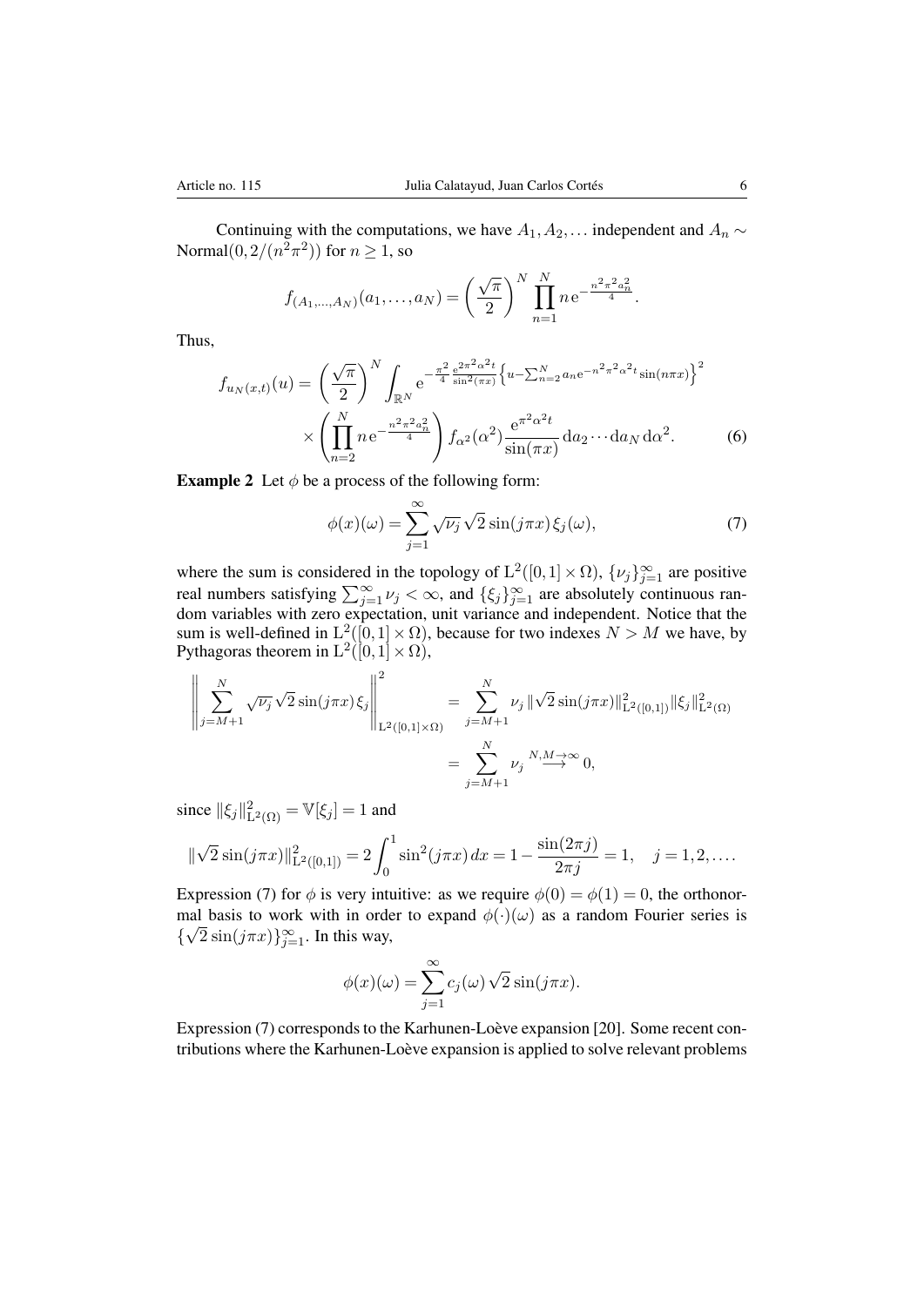Continuing with the computations, we have $A_1, A_2, \ldots$ independent and $A_n \sim \text{Normal}(0, 2/(n^2\pi^2))$ for $n \geq 1$, so

$$f_{(A_1,\ldots,A_N)}(a_1,\ldots,a_N) = \left(\frac{\sqrt{\pi}}{2}\right)^N \prod_{n=1}^{N} n\,\mathrm{e}^{-\frac{n^2\pi^2 a_n^2}{4}}.$$

Thus,

$$f_{u_N(x,t)}(u) = \left(\frac{\sqrt{\pi}}{2}\right)^N \int_{\mathbb{R}^N} \mathrm{e}^{-\frac{\pi^2}{4}\frac{\mathrm{e}^{2\pi^2\alpha^2 t}}{\sin^2(\pi x)}\left\{u - \sum_{n=2}^{N} a_n \mathrm{e}^{-n^2\pi^2\alpha^2 t}\sin(n\pi x)\right\}^2} \times \left(\prod_{n=2}^{N} n\,\mathrm{e}^{-\frac{n^2\pi^2 a_n^2}{4}}\right) f_{\alpha^2}(\alpha^2)\frac{\mathrm{e}^{\pi^2\alpha^2 t}}{\sin(\pi x)}\,\mathrm{d}a_2\cdots\mathrm{d}a_N\,\mathrm{d}\alpha^2. \tag{6}$$

**Example 2** Let $\phi$ be a process of the following form:

$$\phi(x)(\omega) = \sum_{j=1}^{\infty} \sqrt{\nu_j}\,\sqrt{2}\sin(j\pi x)\,\xi_j(\omega), \tag{7}$$

where the sum is considered in the topology of $\mathrm{L}^2([0,1]\times\Omega)$, $\{\nu_j\}_{j=1}^{\infty}$ are positive real numbers satisfying $\sum_{j=1}^{\infty}\nu_j < \infty$, and $\{\xi_j\}_{j=1}^{\infty}$ are absolutely continuous random variables with zero expectation, unit variance and independent. Notice that the sum is well-defined in $\mathrm{L}^2([0,1]\times\Omega)$, because for two indexes $N > M$ we have, by Pythagoras theorem in $\mathrm{L}^2([0,1]\times\Omega)$,

$$\begin{aligned}
\left\|\sum_{j=M+1}^{N}\sqrt{\nu_j}\,\sqrt{2}\sin(j\pi x)\,\xi_j\right\|^2_{\mathrm{L}^2([0,1]\times\Omega)} &= \sum_{j=M+1}^{N}\nu_j\,\|\sqrt{2}\sin(j\pi x)\|^2_{\mathrm{L}^2([0,1])}\|\xi_j\|^2_{\mathrm{L}^2(\Omega)} \\
&= \sum_{j=M+1}^{N}\nu_j \overset{N,M\to\infty}{\longrightarrow} 0,
\end{aligned}$$

since $\|\xi_j\|^2_{\mathrm{L}^2(\Omega)} = \mathbb{V}[\xi_j] = 1$ and

$$\|\sqrt{2}\sin(j\pi x)\|^2_{\mathrm{L}^2([0,1])} = 2\int_0^1 \sin^2(j\pi x)\,dx = 1 - \frac{\sin(2\pi j)}{2\pi j} = 1, \quad j = 1,2,\ldots.$$

Expression (7) for $\phi$ is very intuitive: as we require $\phi(0) = \phi(1) = 0$, the orthonormal basis to work with in order to expand $\phi(\cdot)(\omega)$ as a random Fourier series is $\{\sqrt{2}\sin(j\pi x)\}_{j=1}^{\infty}$. In this way,

$$\phi(x)(\omega) = \sum_{j=1}^{\infty} c_j(\omega)\,\sqrt{2}\sin(j\pi x).$$

Expression (7) corresponds to the Karhunen-Loève expansion [20]. Some recent contributions where the Karhunen-Loève expansion is applied to solve relevant problems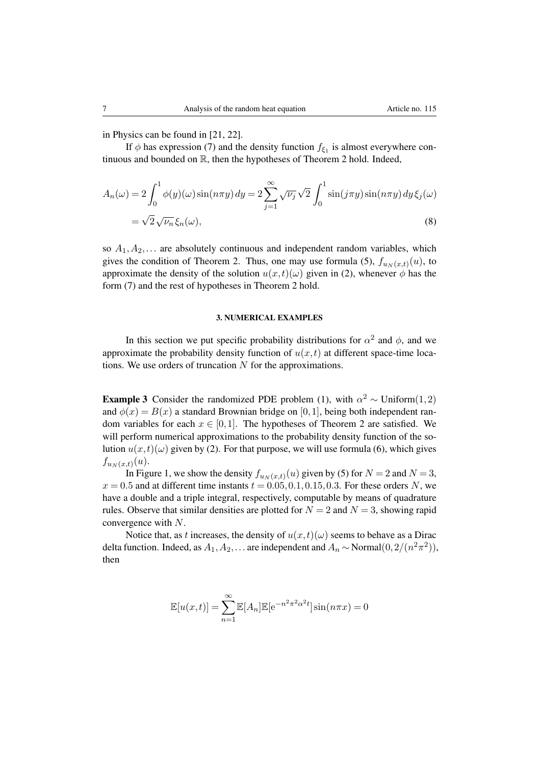in Physics can be found in [21, 22].

If $\phi$ has expression (7) and the density function $f_{\xi_1}$ is almost everywhere continuous and bounded on $\mathbb{R}$, then the hypotheses of Theorem 2 hold. Indeed,

$$
\begin{aligned}
A_n(\omega) &= 2\int_0^1 \phi(y)(\omega)\sin(n\pi y)\,dy = 2\sum_{j=1}^{\infty}\sqrt{\nu_j}\,\sqrt{2}\int_0^1 \sin(j\pi y)\sin(n\pi y)\,dy\,\xi_j(\omega) \\
&= \sqrt{2}\,\sqrt{\nu_n}\,\xi_n(\omega),
\end{aligned}
\tag{8}
$$

so $A_1, A_2, \dots$ are absolutely continuous and independent random variables, which gives the condition of Theorem 2. Thus, one may use formula (5), $f_{u_N(x,t)}(u)$, to approximate the density of the solution $u(x,t)(\omega)$ given in (2), whenever $\phi$ has the form (7) and the rest of hypotheses in Theorem 2 hold.

## 3. NUMERICAL EXAMPLES

In this section we put specific probability distributions for $\alpha^2$ and $\phi$, and we approximate the probability density function of $u(x,t)$ at different space-time locations. We use orders of truncation $N$ for the approximations.

**Example 3** Consider the randomized PDE problem (1), with $\alpha^2 \sim \text{Uniform}(1,2)$ and $\phi(x) = B(x)$ a standard Brownian bridge on $[0,1]$, being both independent random variables for each $x \in [0,1]$. The hypotheses of Theorem 2 are satisfied. We will perform numerical approximations to the probability density function of the solution $u(x,t)(\omega)$ given by (2). For that purpose, we will use formula (6), which gives $f_{u_N(x,t)}(u)$.

In Figure 1, we show the density $f_{u_N(x,t)}(u)$ given by (5) for $N = 2$ and $N = 3$, $x = 0.5$ and at different time instants $t = 0.05, 0.1, 0.15, 0.3$. For these orders $N$, we have a double and a triple integral, respectively, computable by means of quadrature rules. Observe that similar densities are plotted for $N = 2$ and $N = 3$, showing rapid convergence with $N$.

Notice that, as $t$ increases, the density of $u(x,t)(\omega)$ seems to behave as a Dirac delta function. Indeed, as $A_1, A_2, \dots$ are independent and $A_n \sim \text{Normal}(0, 2/(n^2\pi^2))$, then

$$
\mathbb{E}[u(x,t)] = \sum_{n=1}^{\infty} \mathbb{E}[A_n]\mathbb{E}[\mathrm{e}^{-n^2\pi^2\alpha^2 t}]\sin(n\pi x) = 0
$$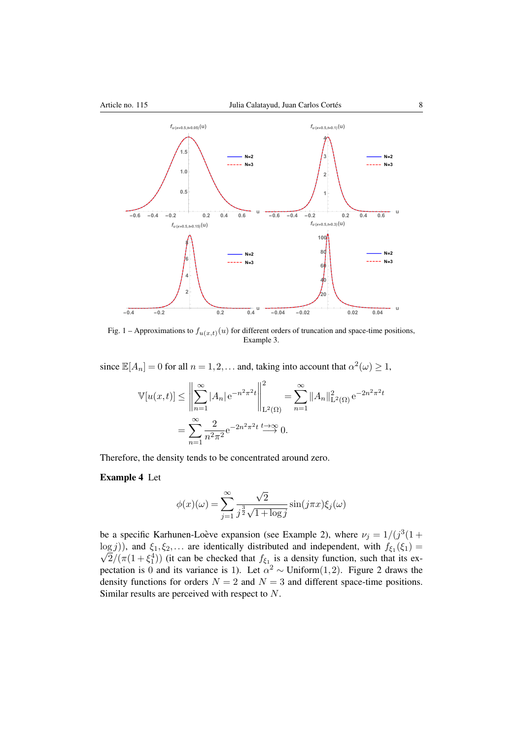Fig. 1 – Approximations to $f_{u(x,t)}(u)$ for different orders of truncation and space-time positions, Example 3.

since $\mathbb{E}[A_n] = 0$ for all $n = 1, 2, \ldots$ and, taking into account that $\alpha^2(\omega) \geq 1$,

$$\mathbb{V}[u(x,t)] \leq \left\| \sum_{n=1}^{\infty} |A_n| \, \mathrm{e}^{-n^2\pi^2 t} \right\|_{\mathrm{L}^2(\Omega)}^2 = \sum_{n=1}^{\infty} \|A_n\|_{\mathrm{L}^2(\Omega)}^2 \, \mathrm{e}^{-2n^2\pi^2 t}$$

$$= \sum_{n=1}^{\infty} \frac{2}{n^2\pi^2} \mathrm{e}^{-2n^2\pi^2 t} \overset{t\to\infty}{\longrightarrow} 0.$$

Therefore, the density tends to be concentrated around zero.

**Example 4** Let

$$\phi(x)(\omega) = \sum_{j=1}^{\infty} \frac{\sqrt{2}}{j^{\frac{3}{2}}\sqrt{1+\log j}} \sin(j\pi x)\xi_j(\omega)$$

be a specific Karhunen-Loève expansion (see Example 2), where $\nu_j = 1/(j^3(1+\log j))$, and $\xi_1, \xi_2, \ldots$ are identically distributed and independent, with $f_{\xi_1}(\xi_1) = \sqrt{2}/(\pi(1+\xi_1^4))$ (it can be checked that $f_{\xi_1}$ is a density function, such that its expectation is 0 and its variance is 1). Let $\alpha^2 \sim \text{Uniform}(1,2)$. Figure 2 draws the density functions for orders $N = 2$ and $N = 3$ and different space-time positions. Similar results are perceived with respect to $N$.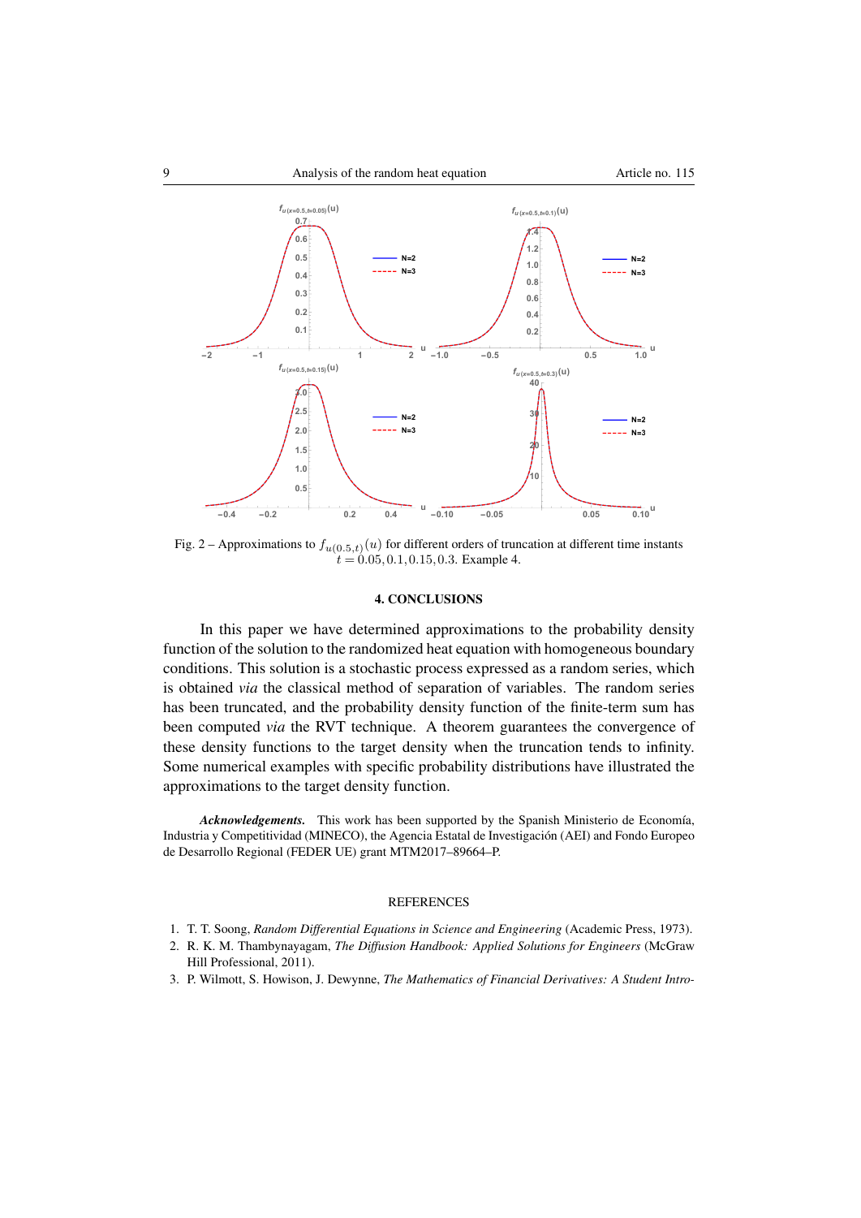Fig. 2 – Approximations to $f_{u(0.5,t)}(u)$ for different orders of truncation at different time instants $t = 0.05, 0.1, 0.15, 0.3$. Example 4.

## 4. CONCLUSIONS

In this paper we have determined approximations to the probability density function of the solution to the randomized heat equation with homogeneous boundary conditions. This solution is a stochastic process expressed as a random series, which is obtained *via* the classical method of separation of variables. The random series has been truncated, and the probability density function of the finite-term sum has been computed *via* the RVT technique. A theorem guarantees the convergence of these density functions to the target density when the truncation tends to infinity. Some numerical examples with specific probability distributions have illustrated the approximations to the target density function.

***Acknowledgements.*** This work has been supported by the Spanish Ministerio de Economía, Industria y Competitividad (MINECO), the Agencia Estatal de Investigación (AEI) and Fondo Europeo de Desarrollo Regional (FEDER UE) grant MTM2017–89664–P.

## REFERENCES

1. T. T. Soong, *Random Differential Equations in Science and Engineering* (Academic Press, 1973).
2. R. K. M. Thambynayagam, *The Diffusion Handbook: Applied Solutions for Engineers* (McGraw Hill Professional, 2011).
3. P. Wilmott, S. Howison, J. Dewynne, *The Mathematics of Financial Derivatives: A Student Intro-*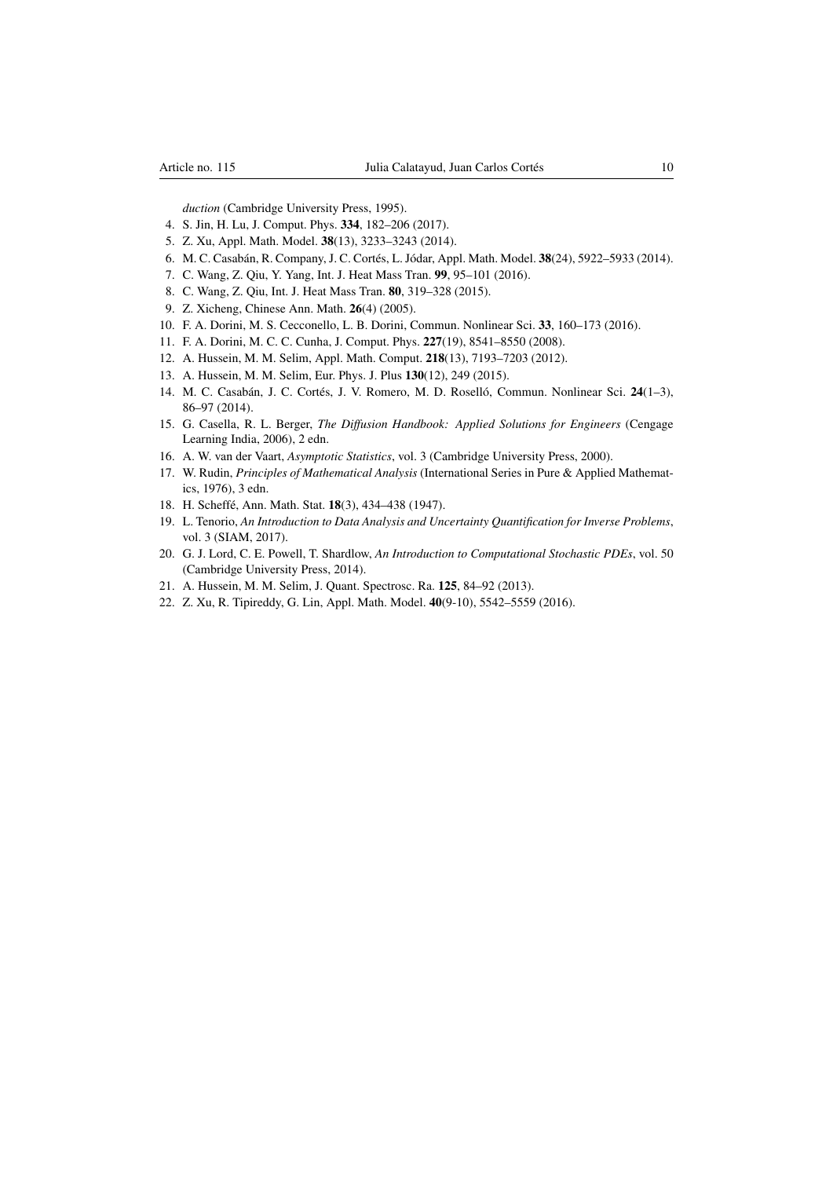*duction* (Cambridge University Press, 1995).

4. S. Jin, H. Lu, J. Comput. Phys. **334**, 182–206 (2017).
5. Z. Xu, Appl. Math. Model. **38**(13), 3233–3243 (2014).
6. M. C. Casabán, R. Company, J. C. Cortés, L. Jódar, Appl. Math. Model. **38**(24), 5922–5933 (2014).
7. C. Wang, Z. Qiu, Y. Yang, Int. J. Heat Mass Tran. **99**, 95–101 (2016).
8. C. Wang, Z. Qiu, Int. J. Heat Mass Tran. **80**, 319–328 (2015).
9. Z. Xicheng, Chinese Ann. Math. **26**(4) (2005).
10. F. A. Dorini, M. S. Cecconello, L. B. Dorini, Commun. Nonlinear Sci. **33**, 160–173 (2016).
11. F. A. Dorini, M. C. C. Cunha, J. Comput. Phys. **227**(19), 8541–8550 (2008).
12. A. Hussein, M. M. Selim, Appl. Math. Comput. **218**(13), 7193–7203 (2012).
13. A. Hussein, M. M. Selim, Eur. Phys. J. Plus **130**(12), 249 (2015).
14. M. C. Casabán, J. C. Cortés, J. V. Romero, M. D. Roselló, Commun. Nonlinear Sci. **24**(1–3), 86–97 (2014).
15. G. Casella, R. L. Berger, *The Diffusion Handbook: Applied Solutions for Engineers* (Cengage Learning India, 2006), 2 edn.
16. A. W. van der Vaart, *Asymptotic Statistics*, vol. 3 (Cambridge University Press, 2000).
17. W. Rudin, *Principles of Mathematical Analysis* (International Series in Pure & Applied Mathematics, 1976), 3 edn.
18. H. Scheffé, Ann. Math. Stat. **18**(3), 434–438 (1947).
19. L. Tenorio, *An Introduction to Data Analysis and Uncertainty Quantification for Inverse Problems*, vol. 3 (SIAM, 2017).
20. G. J. Lord, C. E. Powell, T. Shardlow, *An Introduction to Computational Stochastic PDEs*, vol. 50 (Cambridge University Press, 2014).
21. A. Hussein, M. M. Selim, J. Quant. Spectrosc. Ra. **125**, 84–92 (2013).
22. Z. Xu, R. Tipireddy, G. Lin, Appl. Math. Model. **40**(9-10), 5542–5559 (2016).